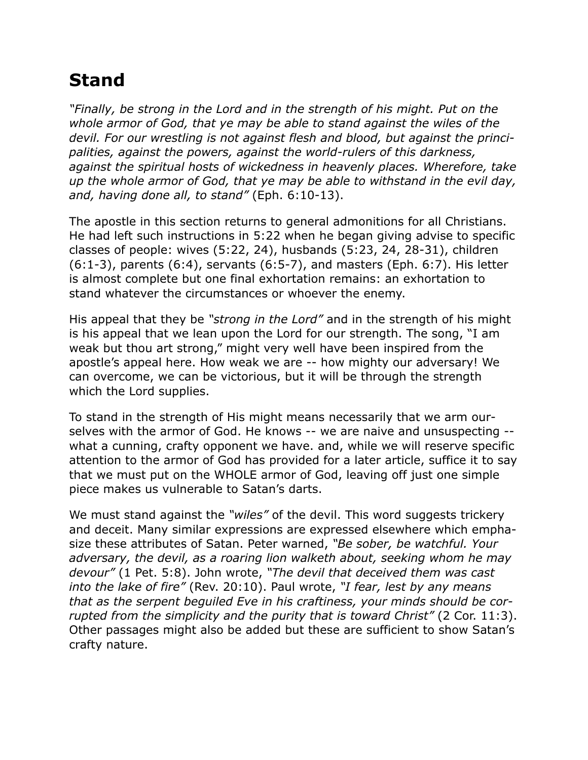## Stand

*"Finally, be strong in the Lord and in the strength of his might. Put on the whole armor of God, that ye may be able to stand against the wiles of the devil. For our wrestling is not against flesh and blood, but against the principalities, against the powers, against the world-rulers of this darkness, against the spiritual hosts of wickedness in heavenly places. Wherefore, take up the whole armor of God, that ye may be able to withstand in the evil day, and, having done all, to stand"* (Eph. 6:10-13).

The apostle in this section returns to general admonitions for all Christians. He had left such instructions in 5:22 when he began giving advise to specific classes of people: wives (5:22, 24), husbands (5:23, 24, 28-31), children (6:1-3), parents (6:4), servants (6:5-7), and masters (Eph. 6:7). His letter is almost complete but one final exhortation remains: an exhortation to stand whatever the circumstances or whoever the enemy.

His appeal that they be *"strong in the Lord"* and in the strength of his might is his appeal that we lean upon the Lord for our strength. The song, "I am weak but thou art strong," might very well have been inspired from the apostle's appeal here. How weak we are -- how mighty our adversary! We can overcome, we can be victorious, but it will be through the strength which the Lord supplies.

To stand in the strength of His might means necessarily that we arm ourselves with the armor of God. He knows -- we are naive and unsuspecting -- what a cunning, crafty opponent we have. and, while we will reserve specific attention to the armor of God has provided for a later article, suffice it to say that we must put on the WHOLE armor of God, leaving off just one simple piece makes us vulnerable to Satan's darts.

We must stand against the *"wiles"* of the devil. This word suggests trickery and deceit. Many similar expressions are expressed elsewhere which emphasize these attributes of Satan. Peter warned, *"Be sober, be watchful. Your adversary, the devil, as a roaring lion walketh about, seeking whom he may devour"* (1 Pet. 5:8). John wrote, *"The devil that deceived them was cast into the lake of fire"* (Rev. 20:10). Paul wrote, *"I fear, lest by any means that as the serpent beguiled Eve in his craftiness, your minds should be corrupted from the simplicity and the purity that is toward Christ"* (2 Cor. 11:3). Other passages might also be added but these are sufficient to show Satan's crafty nature.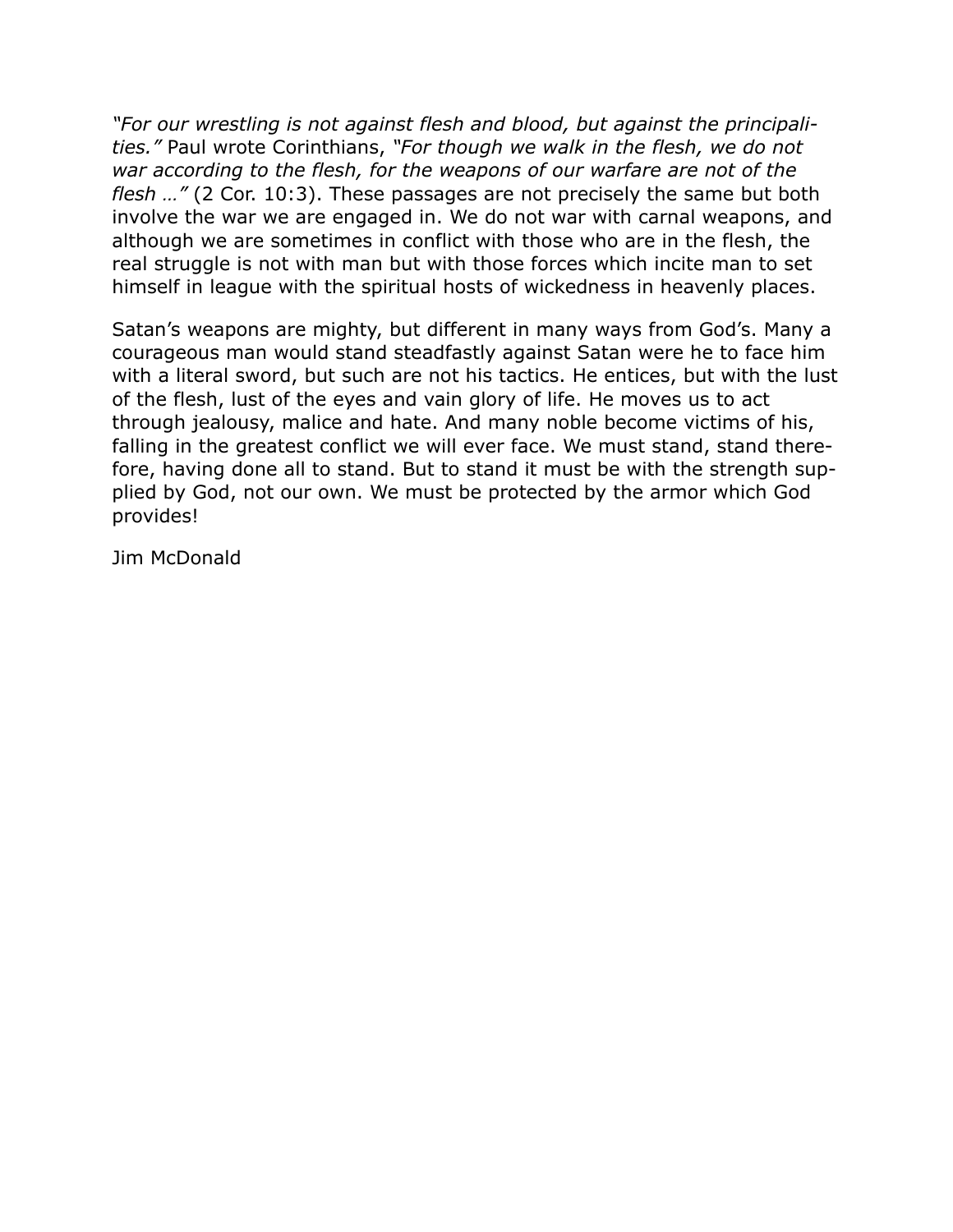*"For our wrestling is not against flesh and blood, but against the principalities."* Paul wrote Corinthians, *"For though we walk in the flesh, we do not war according to the flesh, for the weapons of our warfare are not of the flesh …"* (2 Cor. 10:3). These passages are not precisely the same but both involve the war we are engaged in. We do not war with carnal weapons, and although we are sometimes in conflict with those who are in the flesh, the real struggle is not with man but with those forces which incite man to set himself in league with the spiritual hosts of wickedness in heavenly places.

Satan's weapons are mighty, but different in many ways from God's. Many a courageous man would stand steadfastly against Satan were he to face him with a literal sword, but such are not his tactics. He entices, but with the lust of the flesh, lust of the eyes and vain glory of life. He moves us to act through jealousy, malice and hate. And many noble become victims of his, falling in the greatest conflict we will ever face. We must stand, stand therefore, having done all to stand. But to stand it must be with the strength supplied by God, not our own. We must be protected by the armor which God provides!

Jim McDonald